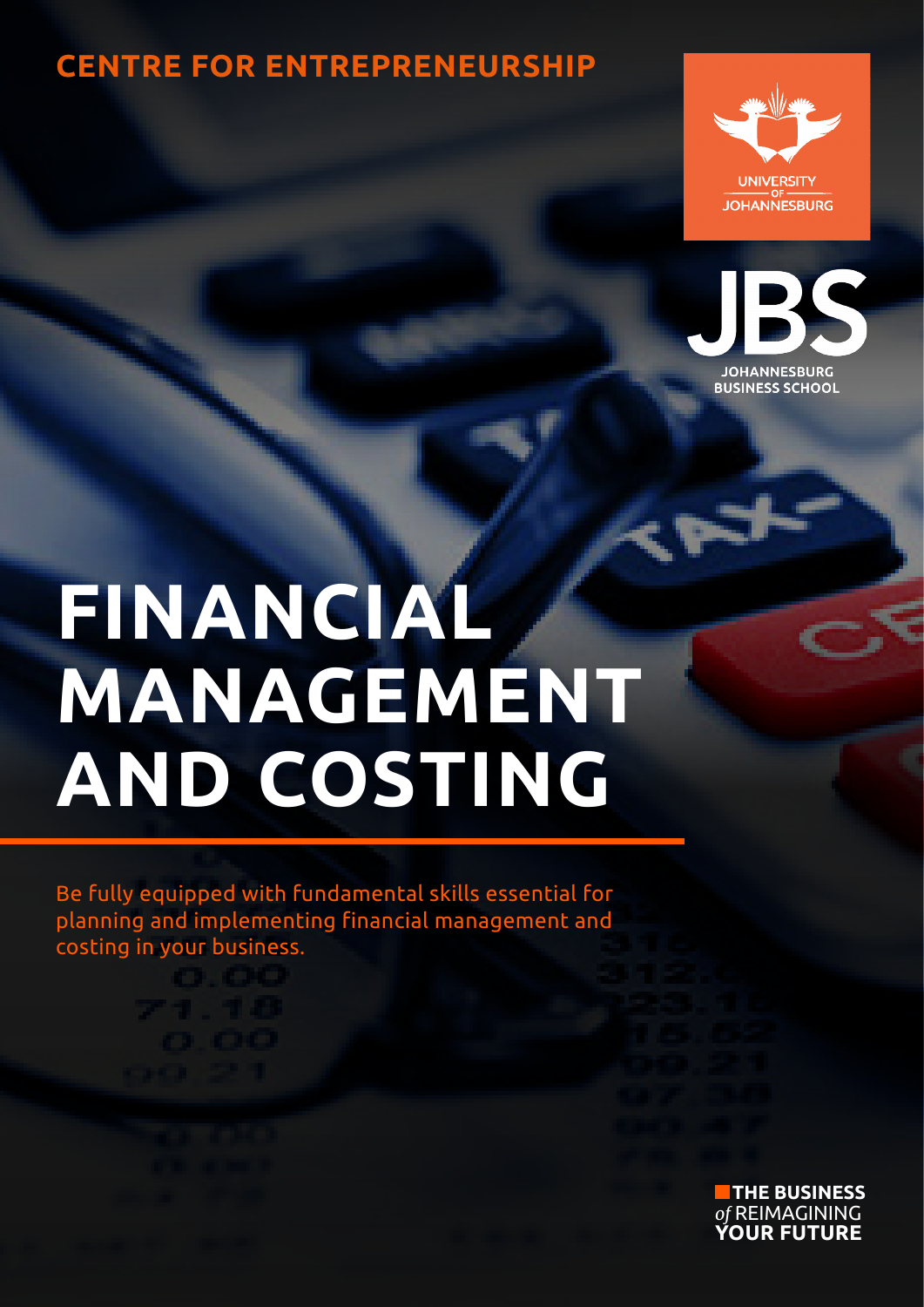CENTRE FOR ENTREPRENEURSHIP

UNIVERSITY OF JOHANNESBURG

JBS JOHANNESBURG BUSINESS SCHOOL

# FINANCIAL MANAGEMENT AND COSTING

Be fully equipped with fundamental skills essential for planning and implementing financial management and costing in your business.

THE BUSINESS *of* REIMAGINING YOUR FUTURE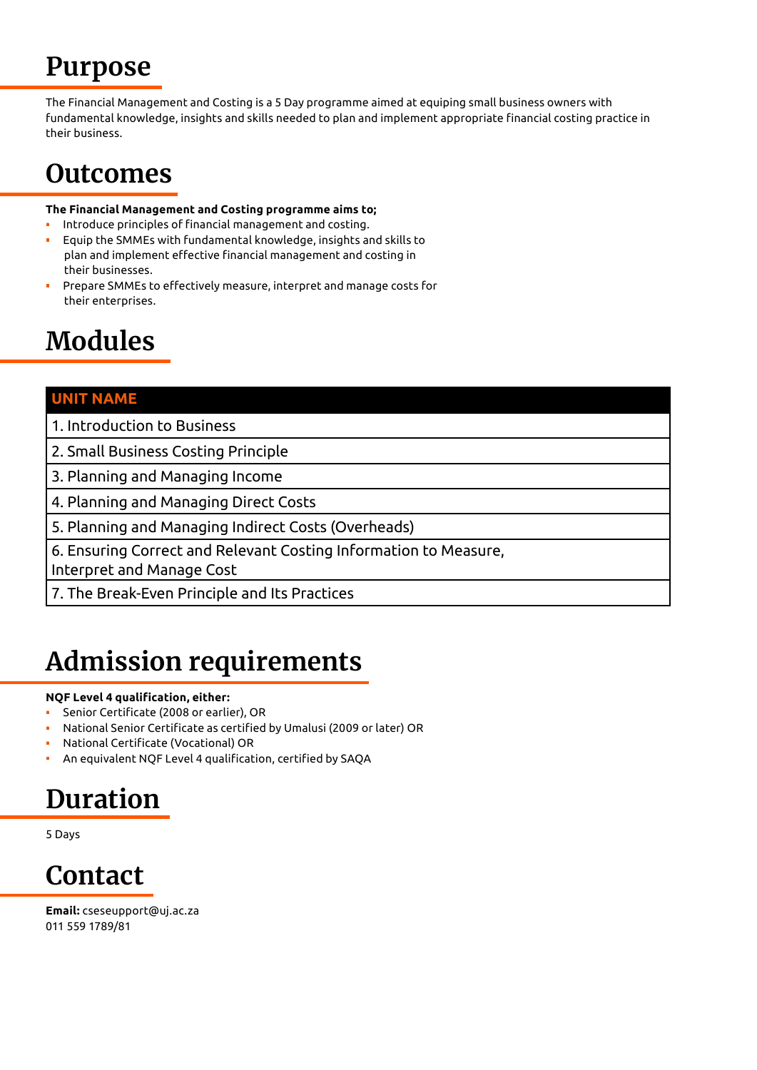# Purpose

The Financial Management and Costing is a 5 Day programme aimed at equiping small business owners with fundamental knowledge, insights and skills needed to plan and implement appropriate financial costing practice in their business.

# Outcomes

**The Financial Management and Costing programme aims to;**

- Introduce principles of financial management and costing.
- Equip the SMMEs with fundamental knowledge, insights and skills to plan and implement effective financial management and costing in their businesses.
- Prepare SMMEs to effectively measure, interpret and manage costs for their enterprises.

# Modules

| UNIT NAME |
|---|
| 1. Introduction to Business |
| 2. Small Business Costing Principle |
| 3. Planning and Managing Income |
| 4. Planning and Managing Direct Costs |
| 5. Planning and Managing Indirect Costs (Overheads) |
| 6. Ensuring Correct and Relevant Costing Information to Measure, Interpret and Manage Cost |
| 7. The Break-Even Principle and Its Practices |

# Admission requirements

**NQF Level 4 qualification, either:**

- Senior Certificate (2008 or earlier), OR
- National Senior Certificate as certified by Umalusi (2009 or later) OR
- National Certificate (Vocational) OR
- An equivalent NQF Level 4 qualification, certified by SAQA

# Duration

5 Days

# Contact

**Email:** cseseupport@uj.ac.za
011 559 1789/81